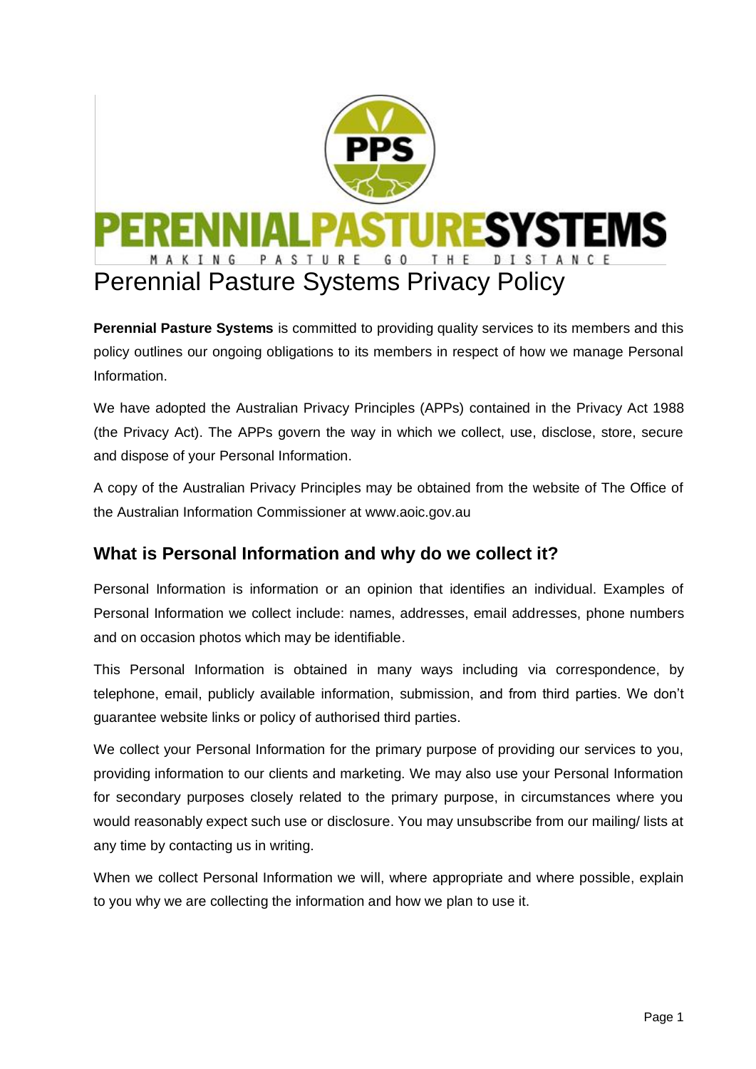PERENNIALPASTURESYSTEMS

MAKING PASTURE GO THE DISTANCE

# Perennial Pasture Systems Privacy Policy

**Perennial Pasture Systems** is committed to providing quality services to its members and this policy outlines our ongoing obligations to its members in respect of how we manage Personal Information.

We have adopted the Australian Privacy Principles (APPs) contained in the Privacy Act 1988 (the Privacy Act). The APPs govern the way in which we collect, use, disclose, store, secure and dispose of your Personal Information.

A copy of the Australian Privacy Principles may be obtained from the website of The Office of the Australian Information Commissioner at www.aoic.gov.au

## What is Personal Information and why do we collect it?

Personal Information is information or an opinion that identifies an individual. Examples of Personal Information we collect include: names, addresses, email addresses, phone numbers and on occasion photos which may be identifiable.

This Personal Information is obtained in many ways including via correspondence, by telephone, email, publicly available information, submission, and from third parties. We don't guarantee website links or policy of authorised third parties.

We collect your Personal Information for the primary purpose of providing our services to you, providing information to our clients and marketing. We may also use your Personal Information for secondary purposes closely related to the primary purpose, in circumstances where you would reasonably expect such use or disclosure. You may unsubscribe from our mailing/ lists at any time by contacting us in writing.

When we collect Personal Information we will, where appropriate and where possible, explain to you why we are collecting the information and how we plan to use it.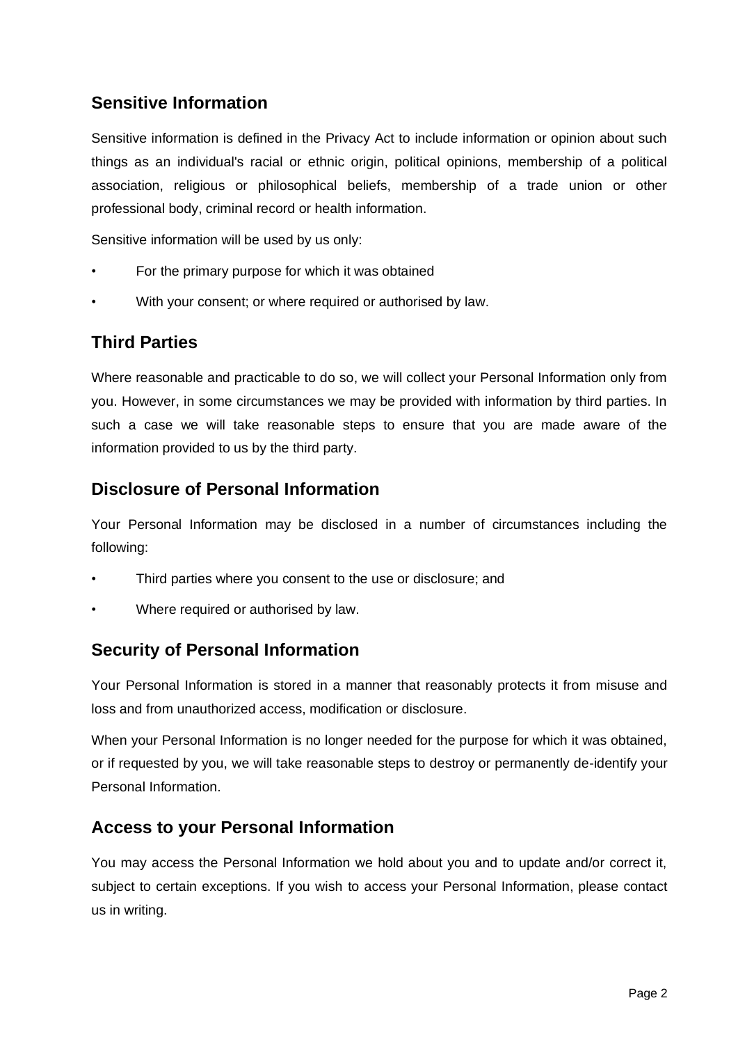## Sensitive Information

Sensitive information is defined in the Privacy Act to include information or opinion about such things as an individual's racial or ethnic origin, political opinions, membership of a political association, religious or philosophical beliefs, membership of a trade union or other professional body, criminal record or health information.

Sensitive information will be used by us only:

- For the primary purpose for which it was obtained
- With your consent; or where required or authorised by law.

## Third Parties

Where reasonable and practicable to do so, we will collect your Personal Information only from you. However, in some circumstances we may be provided with information by third parties. In such a case we will take reasonable steps to ensure that you are made aware of the information provided to us by the third party.

## Disclosure of Personal Information

Your Personal Information may be disclosed in a number of circumstances including the following:

- Third parties where you consent to the use or disclosure; and
- Where required or authorised by law.

## Security of Personal Information

Your Personal Information is stored in a manner that reasonably protects it from misuse and loss and from unauthorized access, modification or disclosure.

When your Personal Information is no longer needed for the purpose for which it was obtained, or if requested by you, we will take reasonable steps to destroy or permanently de-identify your Personal Information.

## Access to your Personal Information

You may access the Personal Information we hold about you and to update and/or correct it, subject to certain exceptions. If you wish to access your Personal Information, please contact us in writing.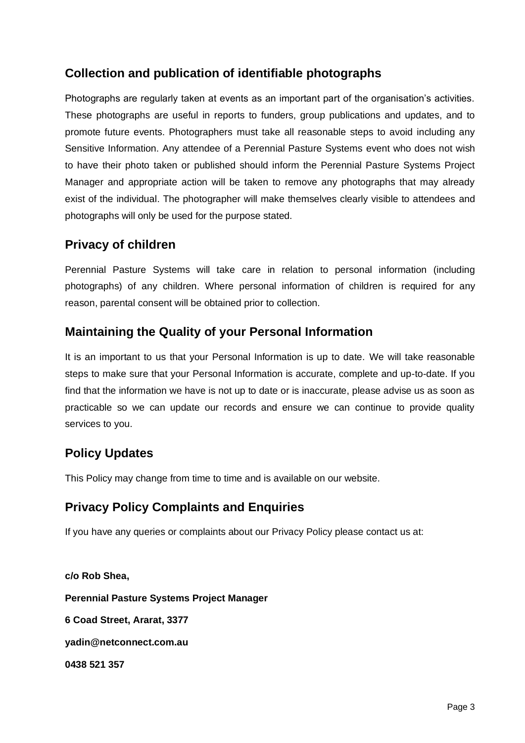## Collection and publication of identifiable photographs

Photographs are regularly taken at events as an important part of the organisation's activities. These photographs are useful in reports to funders, group publications and updates, and to promote future events. Photographers must take all reasonable steps to avoid including any Sensitive Information. Any attendee of a Perennial Pasture Systems event who does not wish to have their photo taken or published should inform the Perennial Pasture Systems Project Manager and appropriate action will be taken to remove any photographs that may already exist of the individual. The photographer will make themselves clearly visible to attendees and photographs will only be used for the purpose stated.

## Privacy of children

Perennial Pasture Systems will take care in relation to personal information (including photographs) of any children. Where personal information of children is required for any reason, parental consent will be obtained prior to collection.

## Maintaining the Quality of your Personal Information

It is an important to us that your Personal Information is up to date. We will take reasonable steps to make sure that your Personal Information is accurate, complete and up-to-date. If you find that the information we have is not up to date or is inaccurate, please advise us as soon as practicable so we can update our records and ensure we can continue to provide quality services to you.

## Policy Updates

This Policy may change from time to time and is available on our website.

## Privacy Policy Complaints and Enquiries

If you have any queries or complaints about our Privacy Policy please contact us at:

**c/o Rob Shea,**

**Perennial Pasture Systems Project Manager**

**6 Coad Street, Ararat, 3377**

**yadin@netconnect.com.au**

**0438 521 357**